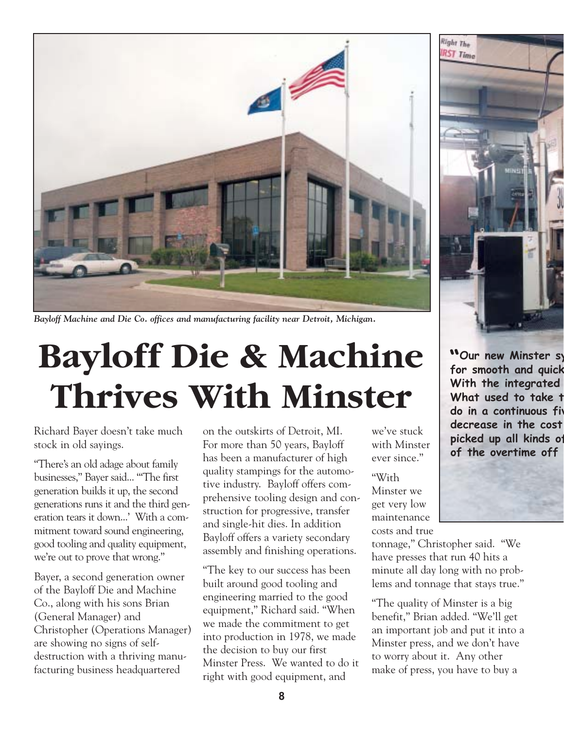*Bayloff Machine and Die Co. offices and manufacturing facility near Detroit, Michigan.*

# Bayloff Die & Machine Thrives With Minster

Richard Bayer doesn't take much stock in old sayings.

"There's an old adage about family businesses," Bayer said... "'The first generation builds it up, the second generations runs it and the third generation tears it down...' With a commitment toward sound engineering, good tooling and quality equipment, we're out to prove that wrong."

Bayer, a second generation owner of the Bayloff Die and Machine Co., along with his sons Brian (General Manager) and Christopher (Operations Manager) are showing no signs of self-destruction with a thriving manufacturing business headquartered on the outskirts of Detroit, MI. For more than 50 years, Bayloff has been a manufacturer of high quality stampings for the automotive industry. Bayloff offers comprehensive tooling design and construction for progressive, transfer and single-hit dies. In addition Bayloff offers a variety secondary assembly and finishing operations.

"The key to our success has been built around good tooling and engineering married to the good equipment," Richard said. "When we made the commitment to get into production in 1978, we made the decision to buy our first Minster Press. We wanted to do it right with good equipment, and we've stuck with Minster ever since."

"With Minster we get very low maintenance costs and true tonnage," Christopher said. "We have presses that run 40 hits a minute all day long with no problems and tonnage that stays true."

"The quality of Minster is a big benefit," Brian added. "We'll get an important job and put it into a Minster press, and we don't have to worry about it. Any other make of press, you have to buy a

**"Our new Minster sy... for smooth and quick... With the integrated... What used to take t... do in a continuous fi... decrease in the cost... picked up all kinds o... of the overtime off**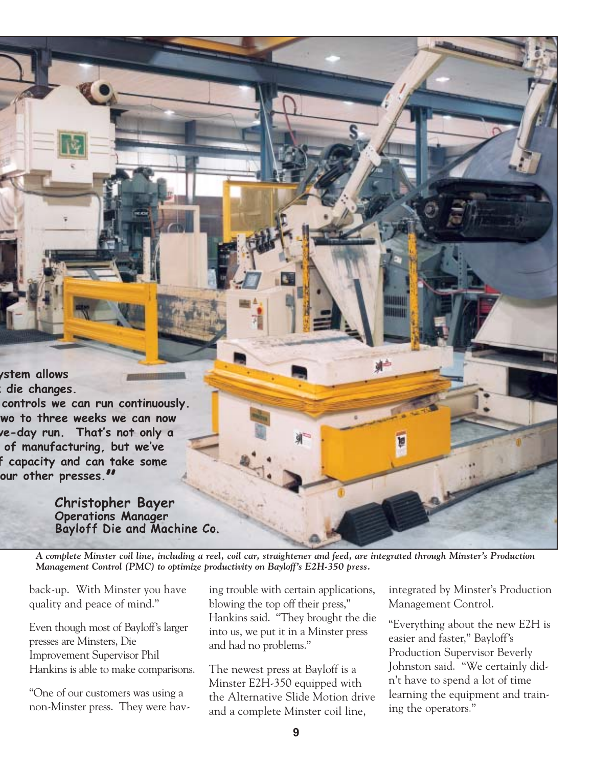ystem allows
die changes.
controls we can run continuously.
wo to three weeks we can now
ve-day run. That's not only a
of manufacturing, but we've
f capacity and can take some
our other presses."

**Christopher Bayer**
**Operations Manager**
**Bayloff Die and Machine Co.**

***A complete Minster coil line, including a reel, coil car, straightener and feed, are integrated through Minster's Production Management Control (PMC) to optimize productivity on Bayloff's E2H-350 press.***

back-up. With Minster you have quality and peace of mind."

Even though most of Bayloff's larger presses are Minsters, Die Improvement Supervisor Phil Hankins is able to make comparisons.

"One of our customers was using a non-Minster press. They were having trouble with certain applications, blowing the top off their press," Hankins said. "They brought the die into us, we put it in a Minster press and had no problems."

The newest press at Bayloff is a Minster E2H-350 equipped with the Alternative Slide Motion drive and a complete Minster coil line, integrated by Minster's Production Management Control.

"Everything about the new E2H is easier and faster," Bayloff's Production Supervisor Beverly Johnston said. "We certainly didn't have to spend a lot of time learning the equipment and training the operators."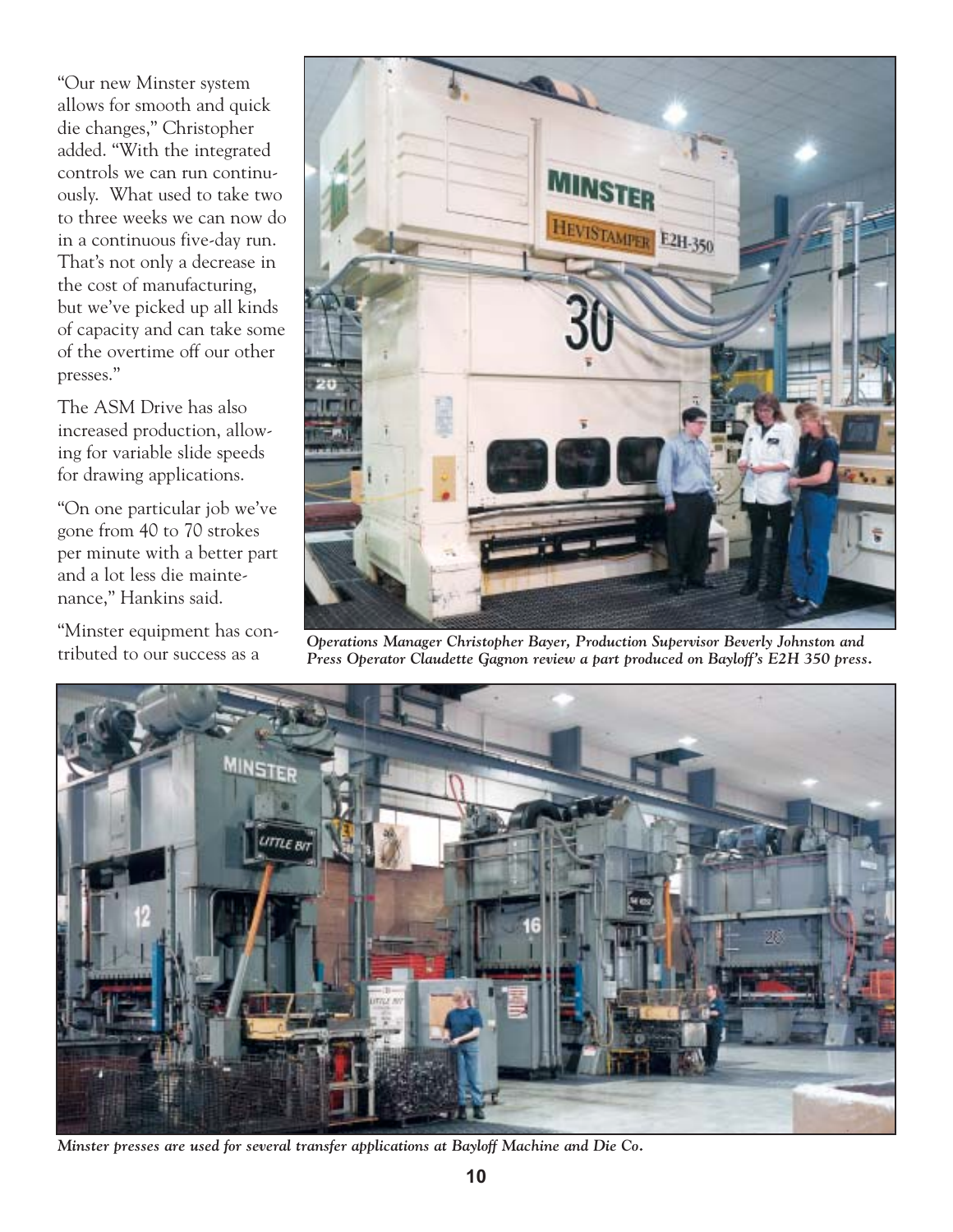"Our new Minster system allows for smooth and quick die changes," Christopher added. "With the integrated controls we can run continuously. What used to take two to three weeks we can now do in a continuous five-day run. That's not only a decrease in the cost of manufacturing, but we've picked up all kinds of capacity and can take some of the overtime off our other presses."

The ASM Drive has also increased production, allowing for variable slide speeds for drawing applications.

"On one particular job we've gone from 40 to 70 strokes per minute with a better part and a lot less die maintenance," Hankins said.

"Minster equipment has contributed to our success as a

*Operations Manager Christopher Bayer, Production Supervisor Beverly Johnston and Press Operator Claudette Gagnon review a part produced on Bayloff's E2H 350 press.*

*Minster presses are used for several transfer applications at Bayloff Machine and Die Co.*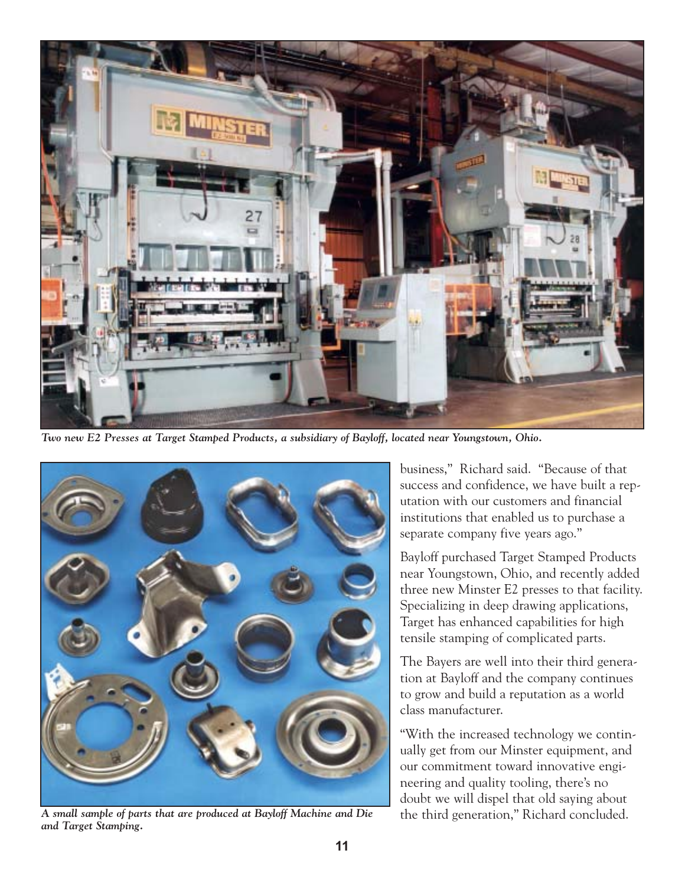*Two new E2 Presses at Target Stamped Products, a subsidiary of Bayloff, located near Youngstown, Ohio.*

*A small sample of parts that are produced at Bayloff Machine and Die and Target Stamping.*

business," Richard said. "Because of that success and confidence, we have built a reputation with our customers and financial institutions that enabled us to purchase a separate company five years ago."

Bayloff purchased Target Stamped Products near Youngstown, Ohio, and recently added three new Minster E2 presses to that facility. Specializing in deep drawing applications, Target has enhanced capabilities for high tensile stamping of complicated parts.

The Bayers are well into their third generation at Bayloff and the company continues to grow and build a reputation as a world class manufacturer.

"With the increased technology we continually get from our Minster equipment, and our commitment toward innovative engineering and quality tooling, there's no doubt we will dispel that old saying about the third generation," Richard concluded.